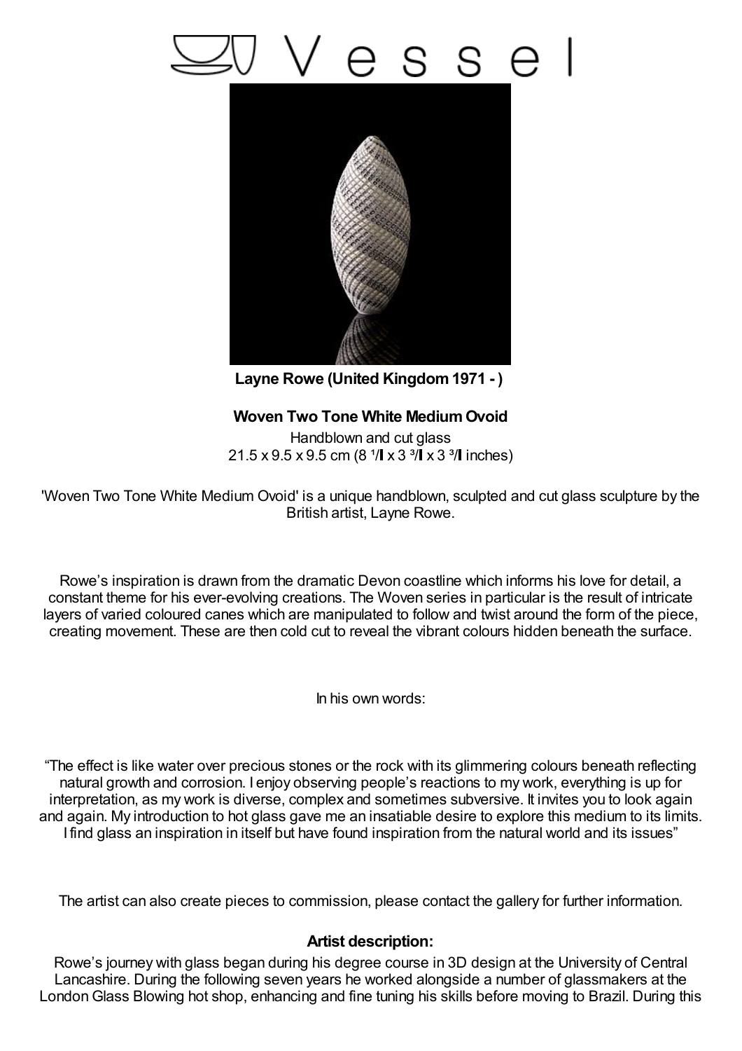Vessel

**Layne Rowe (United Kingdom 1971 - )**

**Woven Two Tone White Medium Ovoid**

Handblown and cut glass
21.5 x 9.5 x 9.5 cm (8 ¹/▮ x 3 ³/▮ x 3 ³/▮ inches)

'Woven Two Tone White Medium Ovoid' is a unique handblown, sculpted and cut glass sculpture by the British artist, Layne Rowe.

Rowe's inspiration is drawn from the dramatic Devon coastline which informs his love for detail, a constant theme for his ever-evolving creations. The Woven series in particular is the result of intricate layers of varied coloured canes which are manipulated to follow and twist around the form of the piece, creating movement. These are then cold cut to reveal the vibrant colours hidden beneath the surface.

In his own words:

"The effect is like water over precious stones or the rock with its glimmering colours beneath reflecting natural growth and corrosion. I enjoy observing people's reactions to my work, everything is up for interpretation, as my work is diverse, complex and sometimes subversive. It invites you to look again and again. My introduction to hot glass gave me an insatiable desire to explore this medium to its limits. I find glass an inspiration in itself but have found inspiration from the natural world and its issues"

The artist can also create pieces to commission, please contact the gallery for further information.

**Artist description:**

Rowe's journey with glass began during his degree course in 3D design at the University of Central Lancashire. During the following seven years he worked alongside a number of glassmakers at the London Glass Blowing hot shop, enhancing and fine tuning his skills before moving to Brazil. During this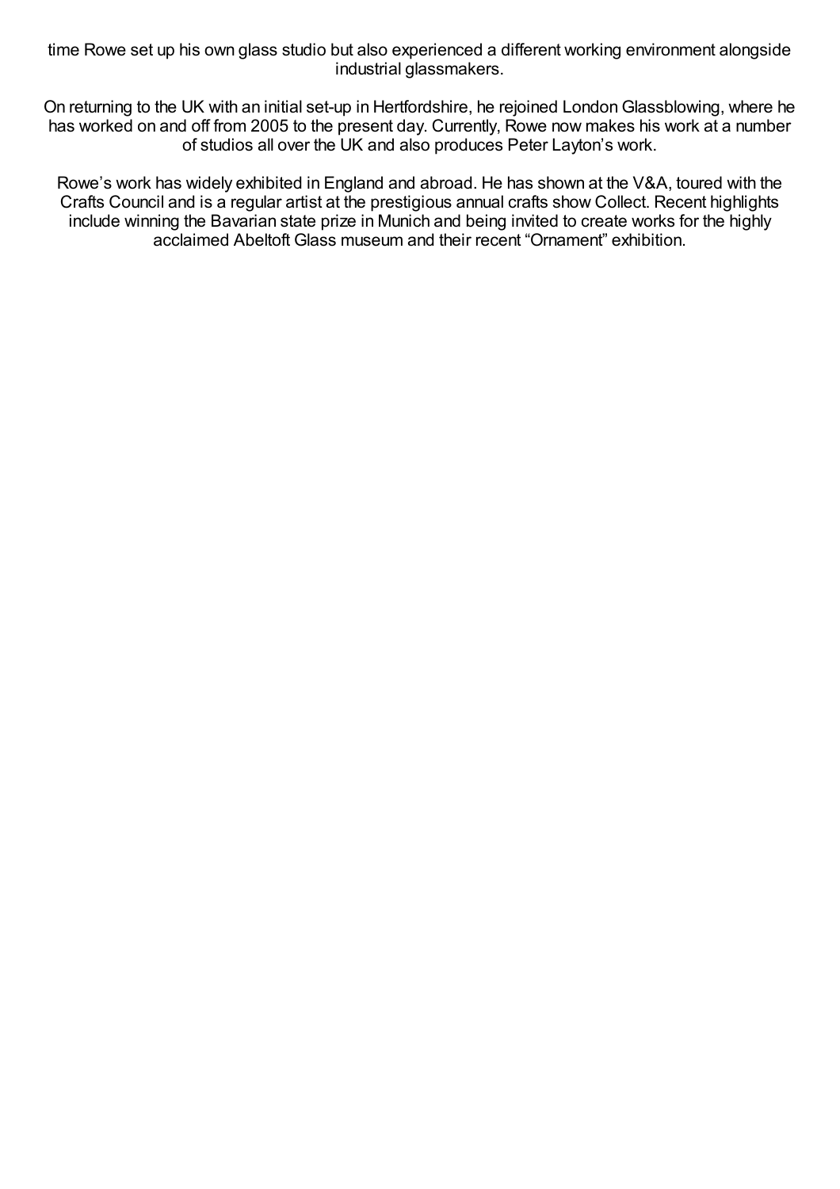time Rowe set up his own glass studio but also experienced a different working environment alongside industrial glassmakers.

On returning to the UK with an initial set-up in Hertfordshire, he rejoined London Glassblowing, where he has worked on and off from 2005 to the present day. Currently, Rowe now makes his work at a number of studios all over the UK and also produces Peter Layton's work.

Rowe's work has widely exhibited in England and abroad. He has shown at the V&A, toured with the Crafts Council and is a regular artist at the prestigious annual crafts show Collect. Recent highlights include winning the Bavarian state prize in Munich and being invited to create works for the highly acclaimed Abeltoft Glass museum and their recent "Ornament" exhibition.